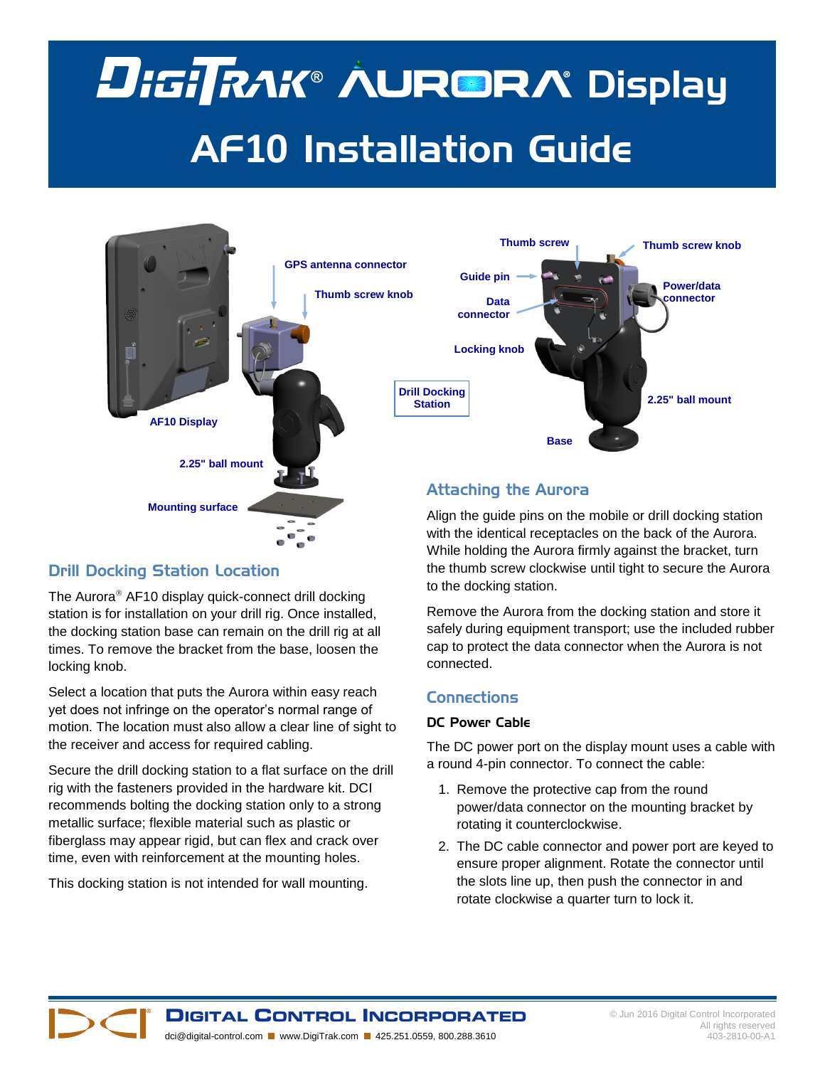# DigiTrak® Aurora® Display

# AF10 Installation Guide

## Drill Docking Station Location

The Aurora® AF10 display quick-connect drill docking station is for installation on your drill rig. Once installed, the docking station base can remain on the drill rig at all times. To remove the bracket from the base, loosen the locking knob.

Select a location that puts the Aurora within easy reach yet does not infringe on the operator's normal range of motion. The location must also allow a clear line of sight to the receiver and access for required cabling.

Secure the drill docking station to a flat surface on the drill rig with the fasteners provided in the hardware kit. DCI recommends bolting the docking station only to a strong metallic surface; flexible material such as plastic or fiberglass may appear rigid, but can flex and crack over time, even with reinforcement at the mounting holes.

This docking station is not intended for wall mounting.

## Attaching the Aurora

Align the guide pins on the mobile or drill docking station with the identical receptacles on the back of the Aurora. While holding the Aurora firmly against the bracket, turn the thumb screw clockwise until tight to secure the Aurora to the docking station.

Remove the Aurora from the docking station and store it safely during equipment transport; use the included rubber cap to protect the data connector when the Aurora is not connected.

## Connections

### DC Power Cable

The DC power port on the display mount uses a cable with a round 4-pin connector. To connect the cable:

1. Remove the protective cap from the round power/data connector on the mounting bracket by rotating it counterclockwise.
2. The DC cable connector and power port are keyed to ensure proper alignment. Rotate the connector until the slots line up, then push the connector in and rotate clockwise a quarter turn to lock it.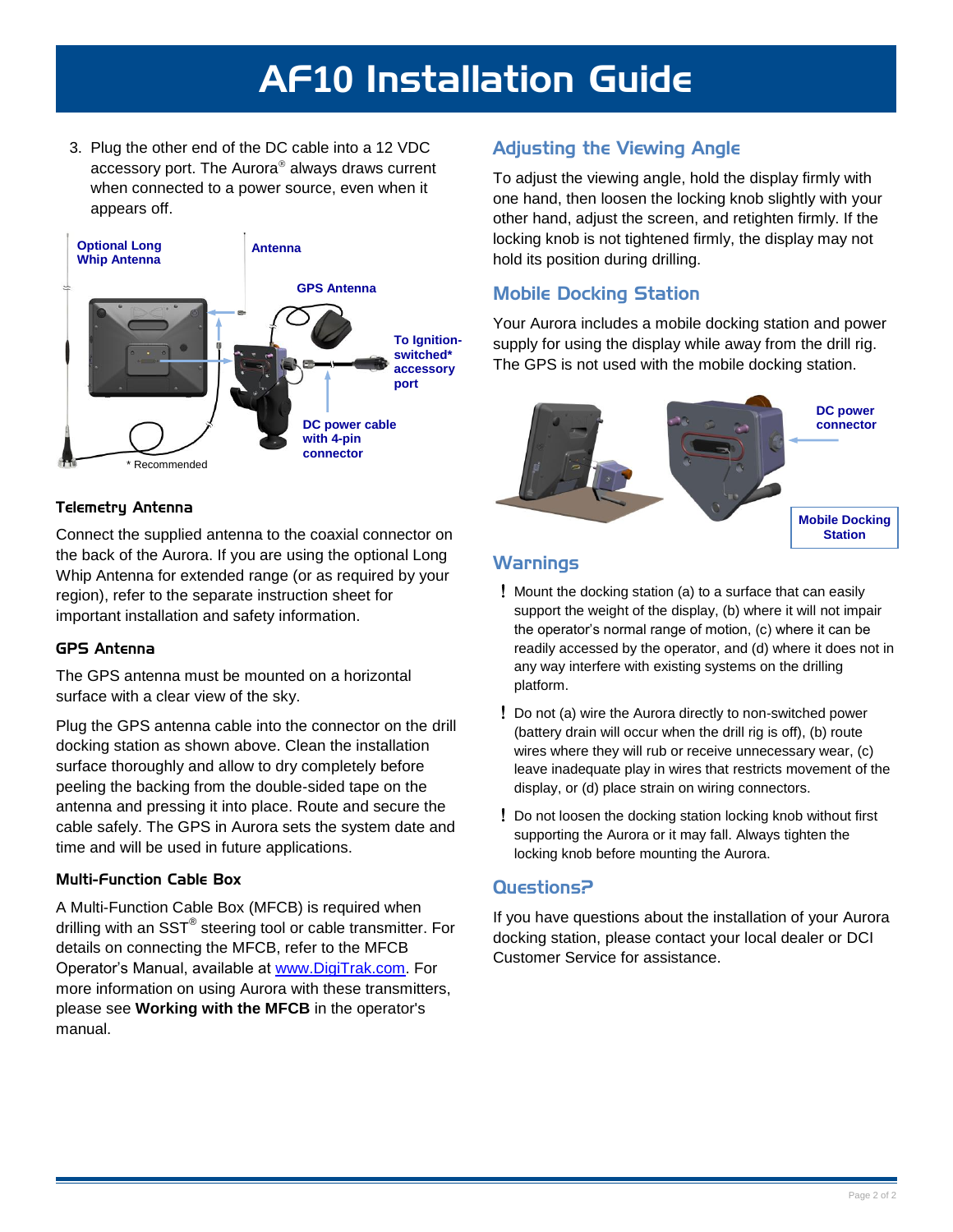# AF10 Installation Guide

3. Plug the other end of the DC cable into a 12 VDC accessory port. The Aurora® always draws current when connected to a power source, even when it appears off.

Optional Long Whip Antenna

Antenna

GPS Antenna

To Ignition-switched* accessory port

DC power cable with 4-pin connector

* Recommended

### Telemetry Antenna

Connect the supplied antenna to the coaxial connector on the back of the Aurora. If you are using the optional Long Whip Antenna for extended range (or as required by your region), refer to the separate instruction sheet for important installation and safety information.

### GPS Antenna

The GPS antenna must be mounted on a horizontal surface with a clear view of the sky.

Plug the GPS antenna cable into the connector on the drill docking station as shown above. Clean the installation surface thoroughly and allow to dry completely before peeling the backing from the double-sided tape on the antenna and pressing it into place. Route and secure the cable safely. The GPS in Aurora sets the system date and time and will be used in future applications.

### Multi-Function Cable Box

A Multi-Function Cable Box (MFCB) is required when drilling with an SST® steering tool or cable transmitter. For details on connecting the MFCB, refer to the MFCB Operator's Manual, available at www.DigiTrak.com. For more information on using Aurora with these transmitters, please see **Working with the MFCB** in the operator's manual.

## Adjusting the Viewing Angle

To adjust the viewing angle, hold the display firmly with one hand, then loosen the locking knob slightly with your other hand, adjust the screen, and retighten firmly. If the locking knob is not tightened firmly, the display may not hold its position during drilling.

## Mobile Docking Station

Your Aurora includes a mobile docking station and power supply for using the display while away from the drill rig. The GPS is not used with the mobile docking station.

DC power connector

Mobile Docking Station

## Warnings

! Mount the docking station (a) to a surface that can easily support the weight of the display, (b) where it will not impair the operator's normal range of motion, (c) where it can be readily accessed by the operator, and (d) where it does not in any way interfere with existing systems on the drilling platform.

! Do not (a) wire the Aurora directly to non-switched power (battery drain will occur when the drill rig is off), (b) route wires where they will rub or receive unnecessary wear, (c) leave inadequate play in wires that restricts movement of the display, or (d) place strain on wiring connectors.

! Do not loosen the docking station locking knob without first supporting the Aurora or it may fall. Always tighten the locking knob before mounting the Aurora.

## Questions?

If you have questions about the installation of your Aurora docking station, please contact your local dealer or DCI Customer Service for assistance.